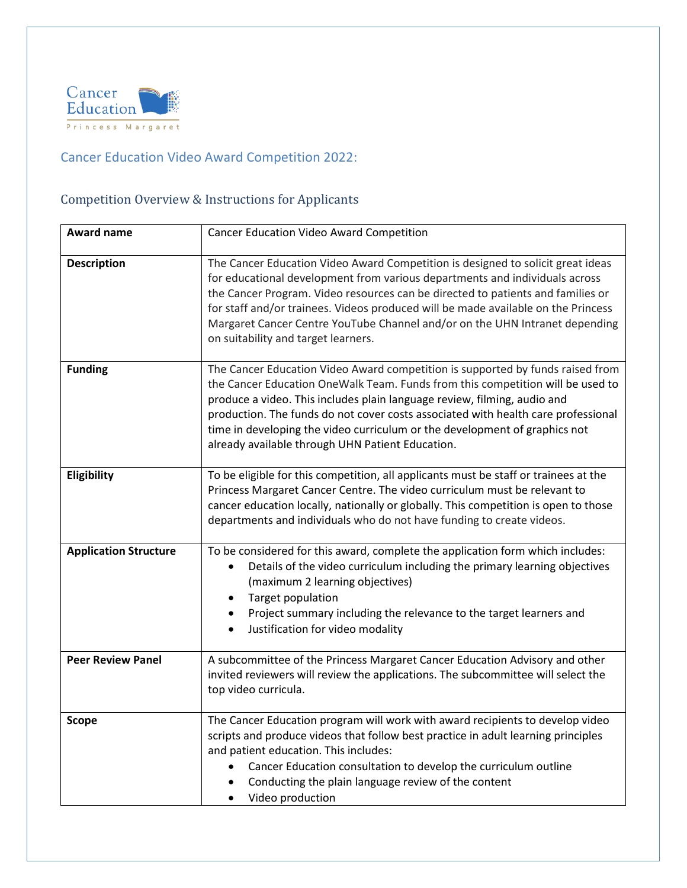Cancer Education

Princess Margaret

## Cancer Education Video Award Competition 2022:

### Competition Overview & Instructions for Applicants

| **Award name** | Cancer Education Video Award Competition |
|---|---|
| **Description** | The Cancer Education Video Award Competition is designed to solicit great ideas for educational development from various departments and individuals across the Cancer Program. Video resources can be directed to patients and families or for staff and/or trainees. Videos produced will be made available on the Princess Margaret Cancer Centre YouTube Channel and/or on the UHN Intranet depending on suitability and target learners. |
| **Funding** | The Cancer Education Video Award competition is supported by funds raised from the Cancer Education OneWalk Team. Funds from this competition will be used to produce a video. This includes plain language review, filming, audio and production. The funds do not cover costs associated with health care professional time in developing the video curriculum or the development of graphics not already available through UHN Patient Education. |
| **Eligibility** | To be eligible for this competition, all applicants must be staff or trainees at the Princess Margaret Cancer Centre. The video curriculum must be relevant to cancer education locally, nationally or globally. This competition is open to those departments and individuals who do not have funding to create videos. |
| **Application Structure** | To be considered for this award, complete the application form which includes:<br>• Details of the video curriculum including the primary learning objectives (maximum 2 learning objectives)<br>• Target population<br>• Project summary including the relevance to the target learners and<br>• Justification for video modality |
| **Peer Review Panel** | A subcommittee of the Princess Margaret Cancer Education Advisory and other invited reviewers will review the applications. The subcommittee will select the top video curricula. |
| **Scope** | The Cancer Education program will work with award recipients to develop video scripts and produce videos that follow best practice in adult learning principles and patient education. This includes:<br>• Cancer Education consultation to develop the curriculum outline<br>• Conducting the plain language review of the content<br>• Video production |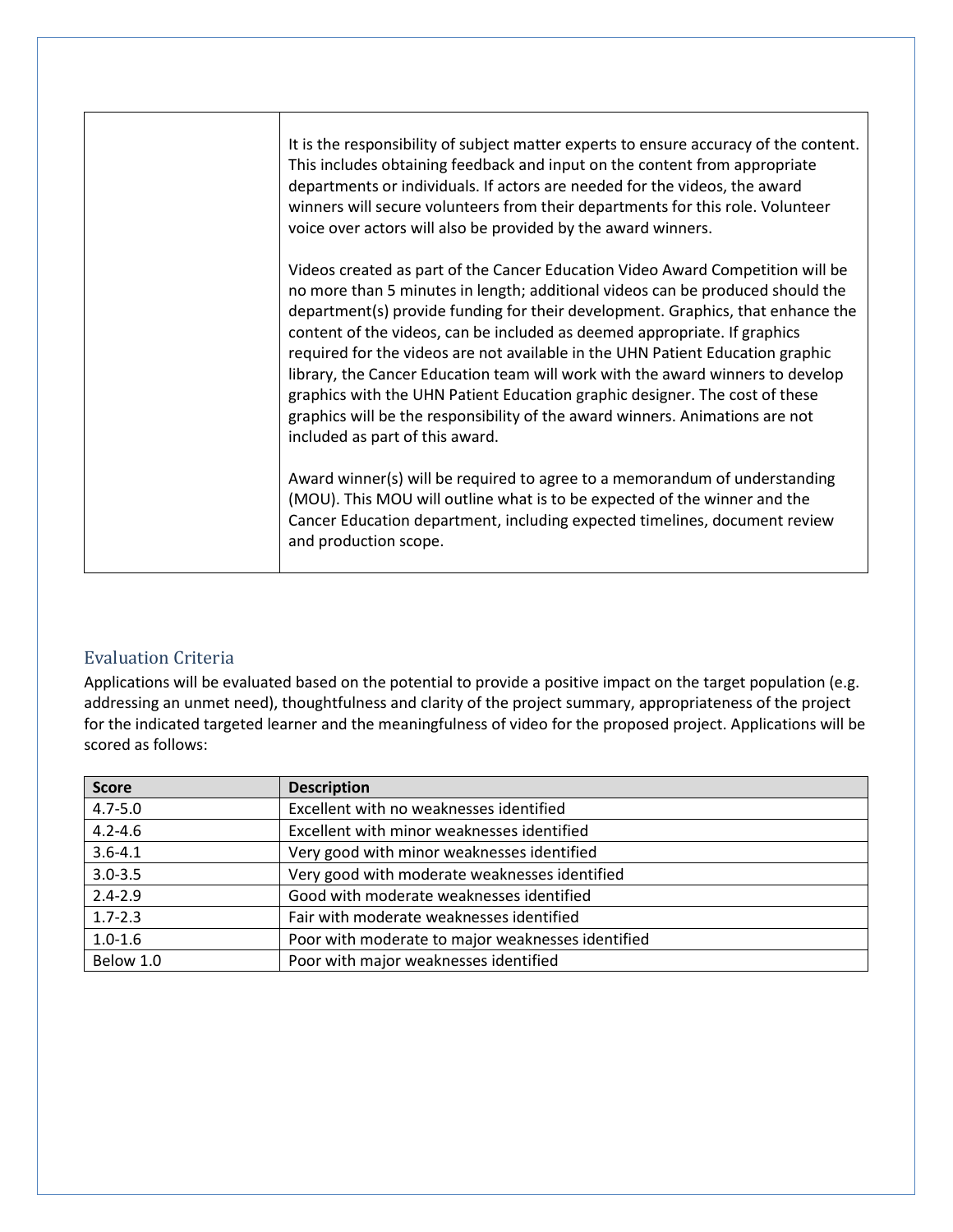| | |
|---|---|
| | It is the responsibility of subject matter experts to ensure accuracy of the content. This includes obtaining feedback and input on the content from appropriate departments or individuals. If actors are needed for the videos, the award winners will secure volunteers from their departments for this role. Volunteer voice over actors will also be provided by the award winners.<br><br>Videos created as part of the Cancer Education Video Award Competition will be no more than 5 minutes in length; additional videos can be produced should the department(s) provide funding for their development. Graphics, that enhance the content of the videos, can be included as deemed appropriate. If graphics required for the videos are not available in the UHN Patient Education graphic library, the Cancer Education team will work with the award winners to develop graphics with the UHN Patient Education graphic designer. The cost of these graphics will be the responsibility of the award winners. Animations are not included as part of this award.<br><br>Award winner(s) will be required to agree to a memorandum of understanding (MOU). This MOU will outline what is to be expected of the winner and the Cancer Education department, including expected timelines, document review and production scope. |

## Evaluation Criteria

Applications will be evaluated based on the potential to provide a positive impact on the target population (e.g. addressing an unmet need), thoughtfulness and clarity of the project summary, appropriateness of the project for the indicated targeted learner and the meaningfulness of video for the proposed project. Applications will be scored as follows:

| Score | Description |
|---|---|
| 4.7-5.0 | Excellent with no weaknesses identified |
| 4.2-4.6 | Excellent with minor weaknesses identified |
| 3.6-4.1 | Very good with minor weaknesses identified |
| 3.0-3.5 | Very good with moderate weaknesses identified |
| 2.4-2.9 | Good with moderate weaknesses identified |
| 1.7-2.3 | Fair with moderate weaknesses identified |
| 1.0-1.6 | Poor with moderate to major weaknesses identified |
| Below 1.0 | Poor with major weaknesses identified |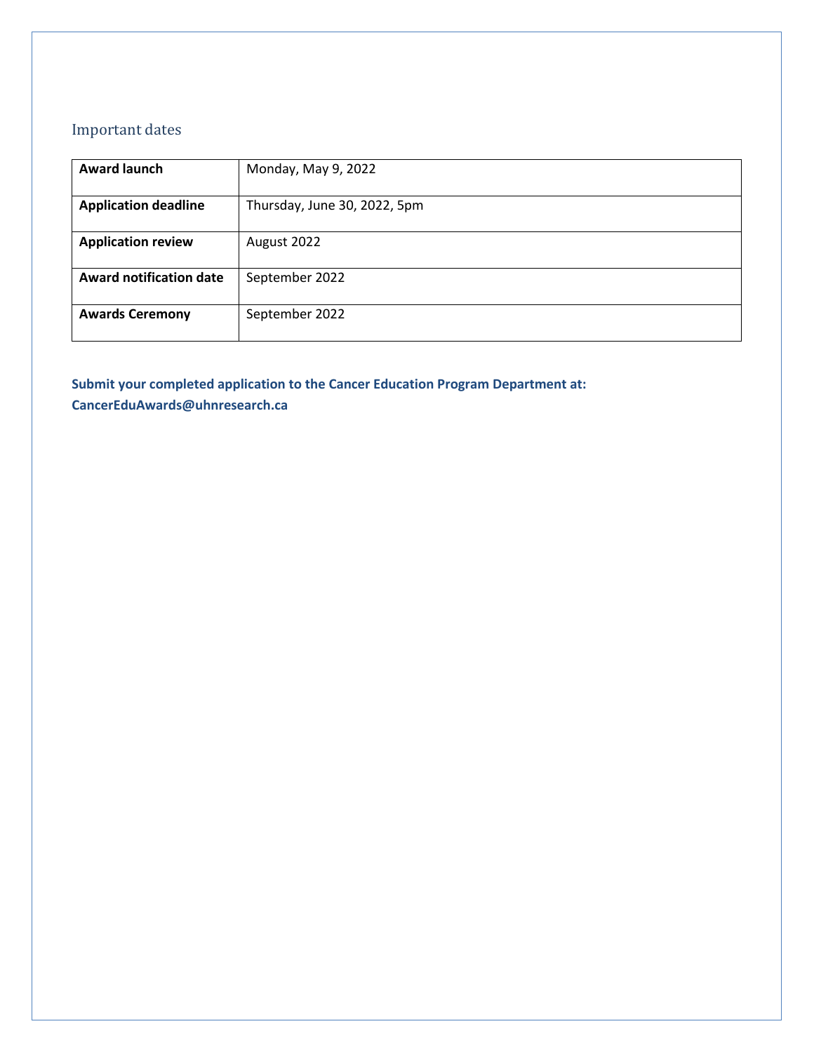## Important dates

| | |
|---|---|
| **Award launch** | Monday, May 9, 2022 |
| **Application deadline** | Thursday, June 30, 2022, 5pm |
| **Application review** | August 2022 |
| **Award notification date** | September 2022 |
| **Awards Ceremony** | September 2022 |

**Submit your completed application to the Cancer Education Program Department at: CancerEduAwards@uhnresearch.ca**